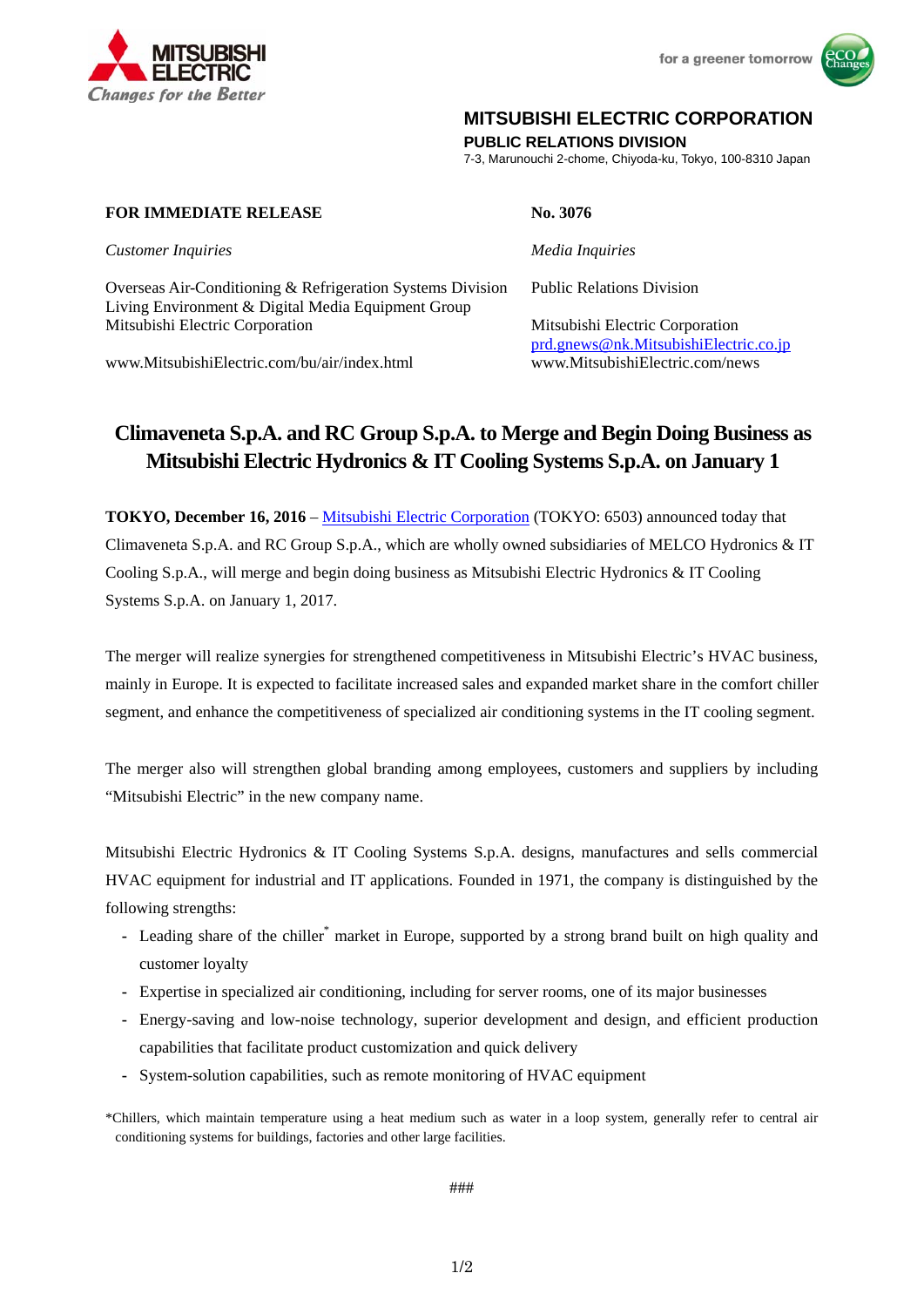**MITSUBISHI ELECTRIC CORPORATION**
**PUBLIC RELATIONS DIVISION**
7-3, Marunouchi 2-chome, Chiyoda-ku, Tokyo, 100-8310 Japan

**FOR IMMEDIATE RELEASE** **No. 3076**

*Customer Inquiries*

Overseas Air-Conditioning & Refrigeration Systems Division
Living Environment & Digital Media Equipment Group
Mitsubishi Electric Corporation

www.MitsubishiElectric.com/bu/air/index.html

*Media Inquiries*

Public Relations Division

Mitsubishi Electric Corporation
prd.gnews@nk.MitsubishiElectric.co.jp
www.MitsubishiElectric.com/news

# Climaveneta S.p.A. and RC Group S.p.A. to Merge and Begin Doing Business as Mitsubishi Electric Hydronics & IT Cooling Systems S.p.A. on January 1

**TOKYO, December 16, 2016** – Mitsubishi Electric Corporation (TOKYO: 6503) announced today that Climaveneta S.p.A. and RC Group S.p.A., which are wholly owned subsidiaries of MELCO Hydronics & IT Cooling S.p.A., will merge and begin doing business as Mitsubishi Electric Hydronics & IT Cooling Systems S.p.A. on January 1, 2017.

The merger will realize synergies for strengthened competitiveness in Mitsubishi Electric's HVAC business, mainly in Europe. It is expected to facilitate increased sales and expanded market share in the comfort chiller segment, and enhance the competitiveness of specialized air conditioning systems in the IT cooling segment.

The merger also will strengthen global branding among employees, customers and suppliers by including "Mitsubishi Electric" in the new company name.

Mitsubishi Electric Hydronics & IT Cooling Systems S.p.A. designs, manufactures and sells commercial HVAC equipment for industrial and IT applications. Founded in 1971, the company is distinguished by the following strengths:

- Leading share of the chiller* market in Europe, supported by a strong brand built on high quality and customer loyalty
- Expertise in specialized air conditioning, including for server rooms, one of its major businesses
- Energy-saving and low-noise technology, superior development and design, and efficient production capabilities that facilitate product customization and quick delivery
- System-solution capabilities, such as remote monitoring of HVAC equipment

*Chillers, which maintain temperature using a heat medium such as water in a loop system, generally refer to central air conditioning systems for buildings, factories and other large facilities.

###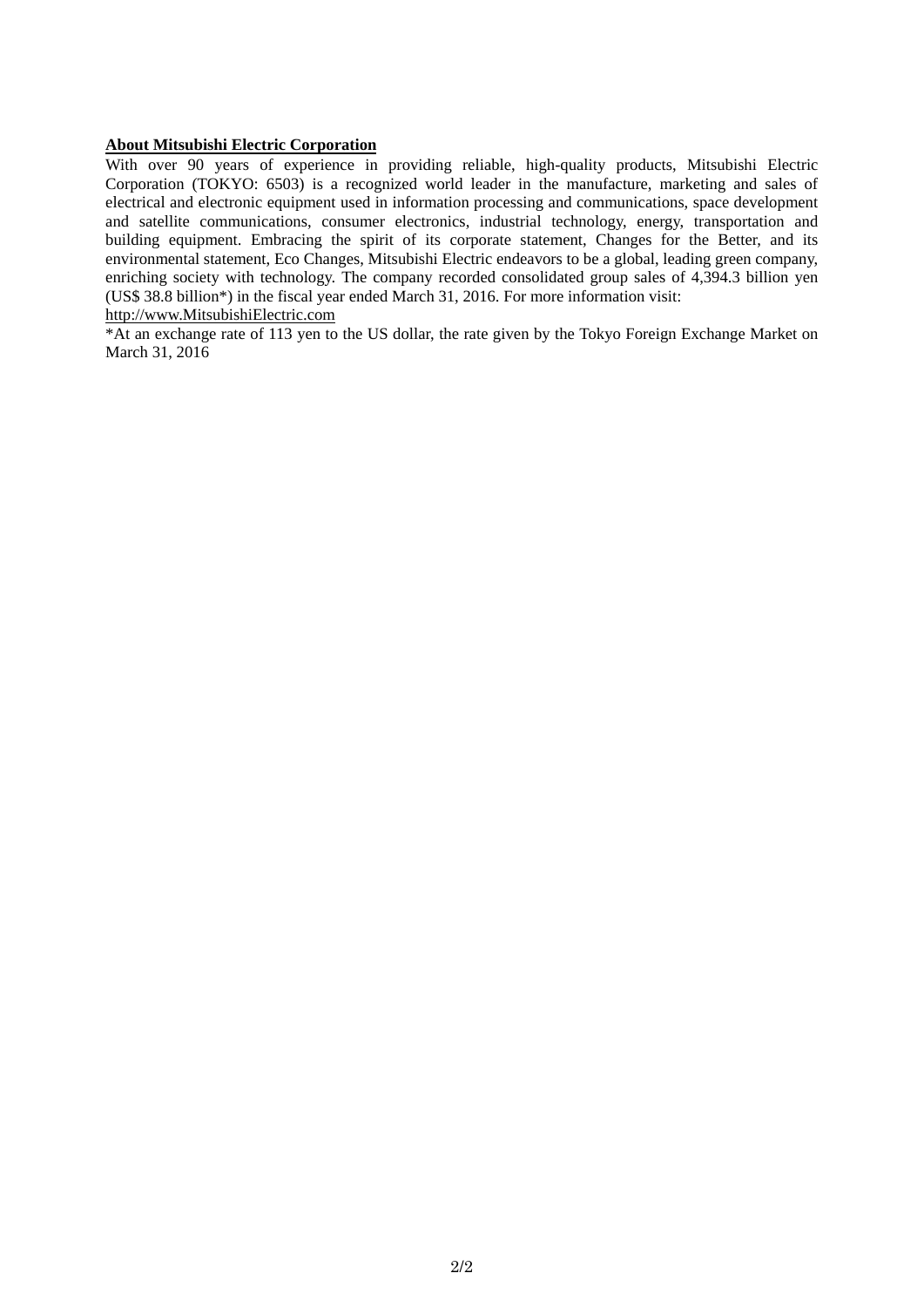**About Mitsubishi Electric Corporation**

With over 90 years of experience in providing reliable, high-quality products, Mitsubishi Electric Corporation (TOKYO: 6503) is a recognized world leader in the manufacture, marketing and sales of electrical and electronic equipment used in information processing and communications, space development and satellite communications, consumer electronics, industrial technology, energy, transportation and building equipment. Embracing the spirit of its corporate statement, Changes for the Better, and its environmental statement, Eco Changes, Mitsubishi Electric endeavors to be a global, leading green company, enriching society with technology. The company recorded consolidated group sales of 4,394.3 billion yen (US$ 38.8 billion*) in the fiscal year ended March 31, 2016. For more information visit:
http://www.MitsubishiElectric.com

*At an exchange rate of 113 yen to the US dollar, the rate given by the Tokyo Foreign Exchange Market on March 31, 2016